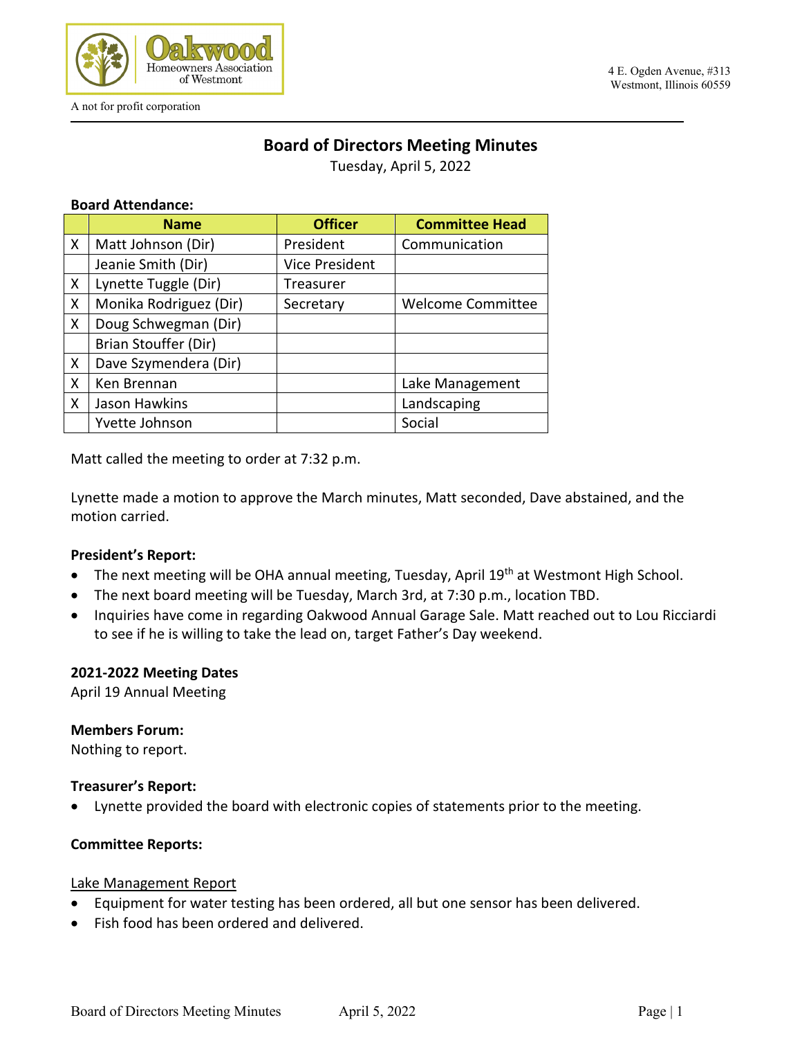Oakwood Homeowners Association of Westmont

A not for profit corporation

4 E. Ogden Avenue, #313
Westmont, Illinois 60559

# Board of Directors Meeting Minutes

Tuesday, April 5, 2022

**Board Attendance:**

| | Name | Officer | Committee Head |
|---|---|---|---|
| X | Matt Johnson (Dir) | President | Communication |
| | Jeanie Smith (Dir) | Vice President | |
| X | Lynette Tuggle (Dir) | Treasurer | |
| X | Monika Rodriguez (Dir) | Secretary | Welcome Committee |
| X | Doug Schwegman (Dir) | | |
| | Brian Stouffer (Dir) | | |
| X | Dave Szymendera (Dir) | | |
| X | Ken Brennan | | Lake Management |
| X | Jason Hawkins | | Landscaping |
| | Yvette Johnson | | Social |

Matt called the meeting to order at 7:32 p.m.

Lynette made a motion to approve the March minutes, Matt seconded, Dave abstained, and the motion carried.

**President's Report:**

- The next meeting will be OHA annual meeting, Tuesday, April 19th at Westmont High School.
- The next board meeting will be Tuesday, March 3rd, at 7:30 p.m., location TBD.
- Inquiries have come in regarding Oakwood Annual Garage Sale. Matt reached out to Lou Ricciardi to see if he is willing to take the lead on, target Father's Day weekend.

**2021-2022 Meeting Dates**

April 19 Annual Meeting

**Members Forum:**

Nothing to report.

**Treasurer's Report:**

- Lynette provided the board with electronic copies of statements prior to the meeting.

**Committee Reports:**

<u>Lake Management Report</u>

- Equipment for water testing has been ordered, all but one sensor has been delivered.
- Fish food has been ordered and delivered.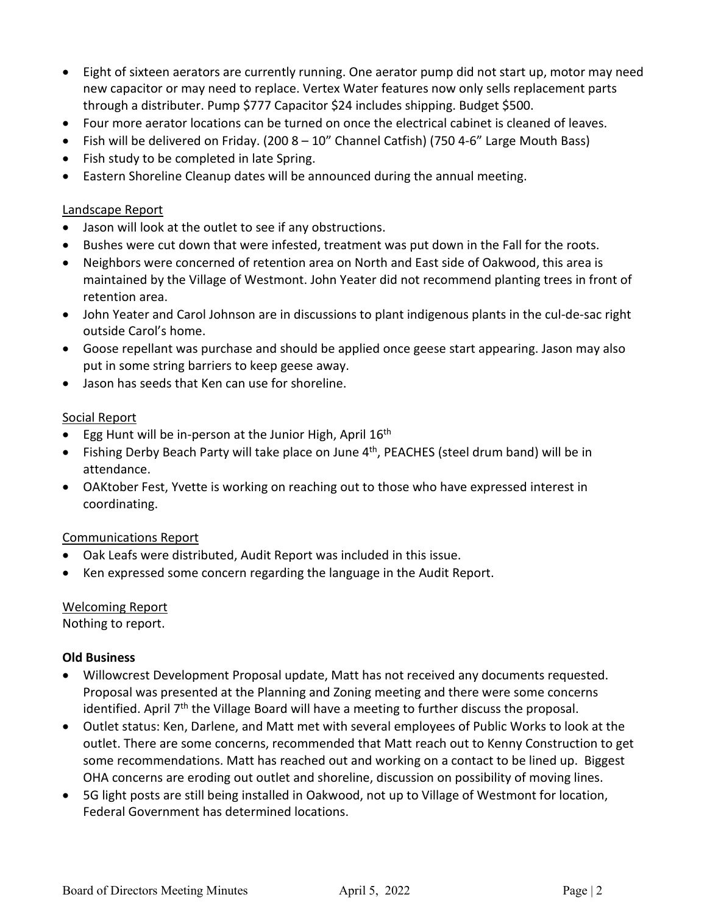- Eight of sixteen aerators are currently running. One aerator pump did not start up, motor may need new capacitor or may need to replace. Vertex Water features now only sells replacement parts through a distributer. Pump $777 Capacitor $24 includes shipping. Budget $500.
- Four more aerator locations can be turned on once the electrical cabinet is cleaned of leaves.
- Fish will be delivered on Friday. (200 8 – 10" Channel Catfish) (750 4-6" Large Mouth Bass)
- Fish study to be completed in late Spring.
- Eastern Shoreline Cleanup dates will be announced during the annual meeting.

Landscape Report

- Jason will look at the outlet to see if any obstructions.
- Bushes were cut down that were infested, treatment was put down in the Fall for the roots.
- Neighbors were concerned of retention area on North and East side of Oakwood, this area is maintained by the Village of Westmont. John Yeater did not recommend planting trees in front of retention area.
- John Yeater and Carol Johnson are in discussions to plant indigenous plants in the cul-de-sac right outside Carol's home.
- Goose repellant was purchase and should be applied once geese start appearing. Jason may also put in some string barriers to keep geese away.
- Jason has seeds that Ken can use for shoreline.

Social Report

- Egg Hunt will be in-person at the Junior High, April 16th
- Fishing Derby Beach Party will take place on June 4th, PEACHES (steel drum band) will be in attendance.
- OAKtober Fest, Yvette is working on reaching out to those who have expressed interest in coordinating.

Communications Report

- Oak Leafs were distributed, Audit Report was included in this issue.
- Ken expressed some concern regarding the language in the Audit Report.

Welcoming Report

Nothing to report.

**Old Business**

- Willowcrest Development Proposal update, Matt has not received any documents requested. Proposal was presented at the Planning and Zoning meeting and there were some concerns identified. April 7th the Village Board will have a meeting to further discuss the proposal.
- Outlet status: Ken, Darlene, and Matt met with several employees of Public Works to look at the outlet. There are some concerns, recommended that Matt reach out to Kenny Construction to get some recommendations. Matt has reached out and working on a contact to be lined up. Biggest OHA concerns are eroding out outlet and shoreline, discussion on possibility of moving lines.
- 5G light posts are still being installed in Oakwood, not up to Village of Westmont for location, Federal Government has determined locations.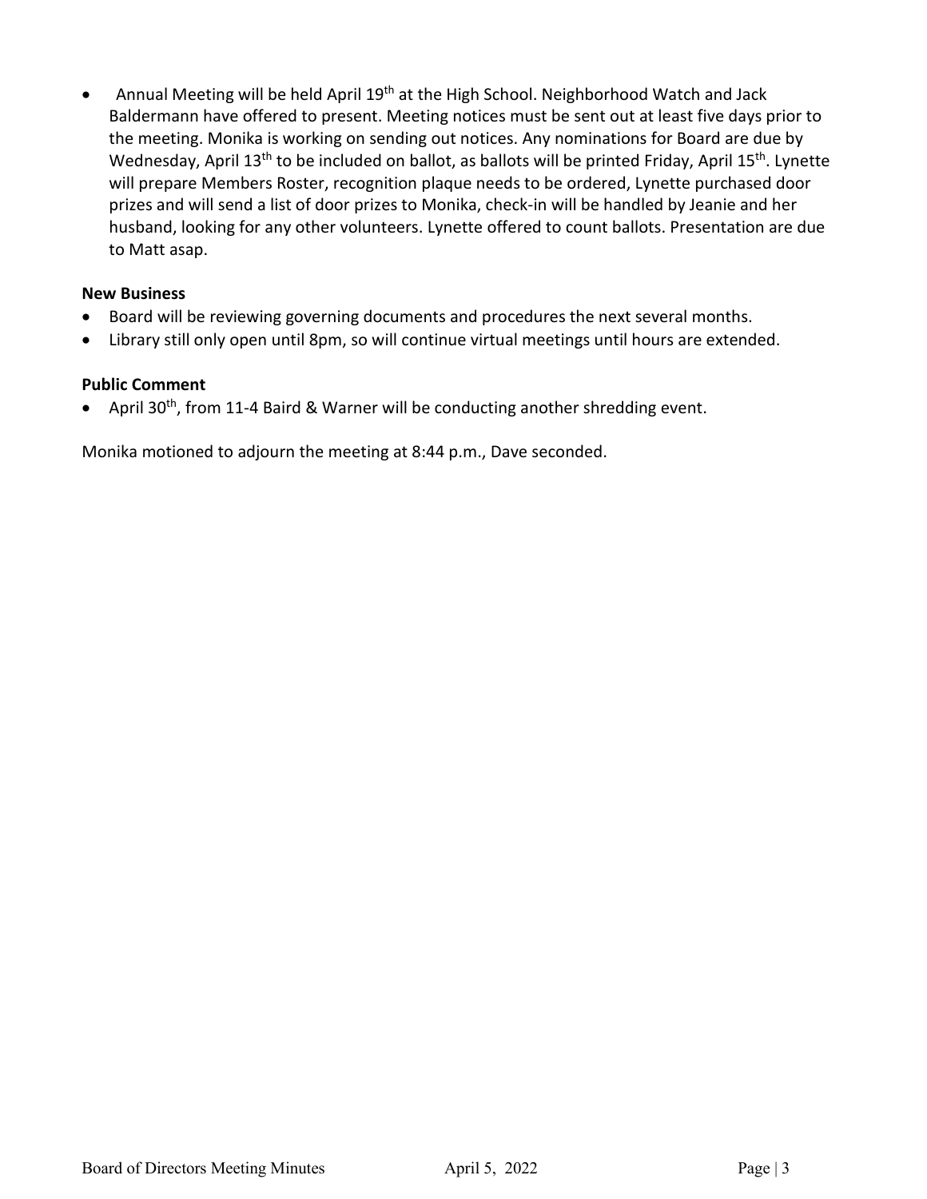- Annual Meeting will be held April 19th at the High School. Neighborhood Watch and Jack Baldermann have offered to present. Meeting notices must be sent out at least five days prior to the meeting. Monika is working on sending out notices. Any nominations for Board are due by Wednesday, April 13th to be included on ballot, as ballots will be printed Friday, April 15th. Lynette will prepare Members Roster, recognition plaque needs to be ordered, Lynette purchased door prizes and will send a list of door prizes to Monika, check-in will be handled by Jeanie and her husband, looking for any other volunteers. Lynette offered to count ballots. Presentation are due to Matt asap.

**New Business**

- Board will be reviewing governing documents and procedures the next several months.
- Library still only open until 8pm, so will continue virtual meetings until hours are extended.

**Public Comment**

- April 30th, from 11-4 Baird & Warner will be conducting another shredding event.

Monika motioned to adjourn the meeting at 8:44 p.m., Dave seconded.